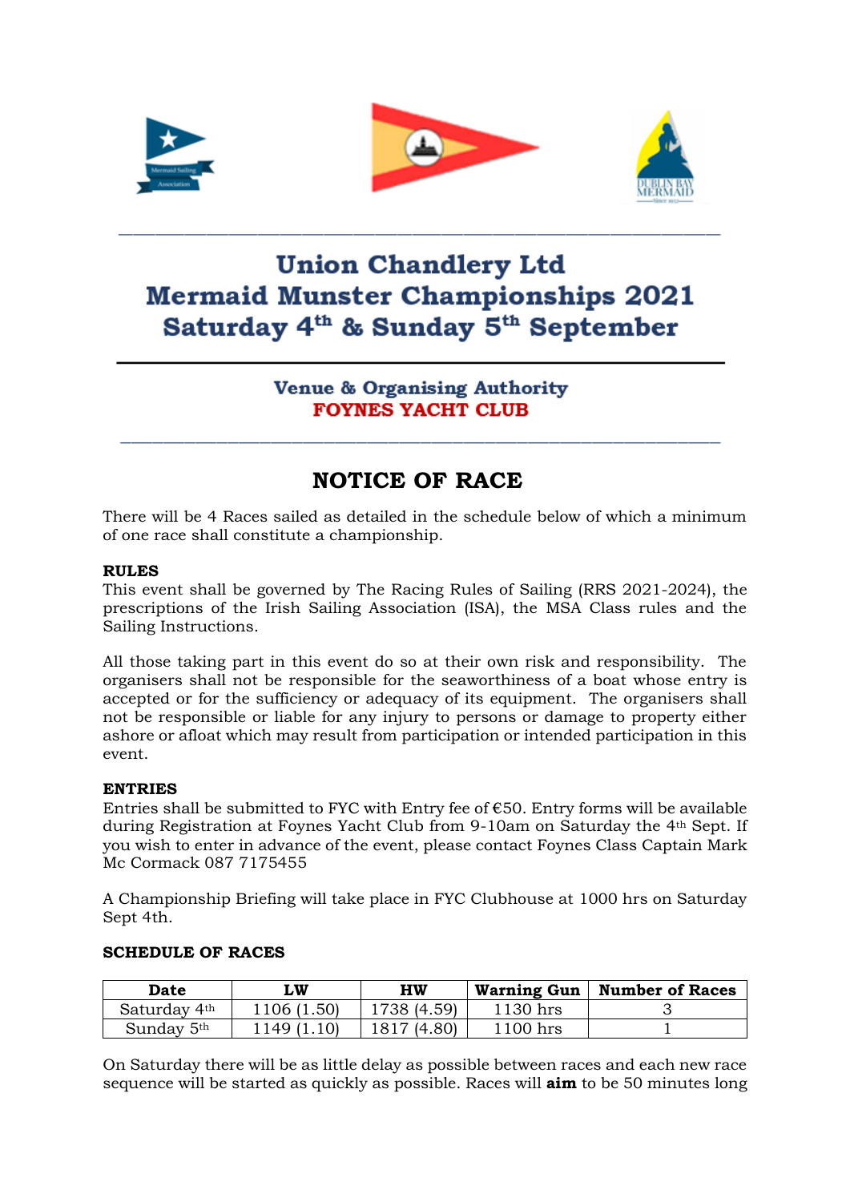# Union Chandlery Ltd
# Mermaid Munster Championships 2021
# Saturday 4th & Sunday 5th September

### Venue & Organising Authority
### FOYNES YACHT CLUB

## NOTICE OF RACE

There will be 4 Races sailed as detailed in the schedule below of which a minimum of one race shall constitute a championship.

**RULES**
This event shall be governed by The Racing Rules of Sailing (RRS 2021-2024), the prescriptions of the Irish Sailing Association (ISA), the MSA Class rules and the Sailing Instructions.

All those taking part in this event do so at their own risk and responsibility. The organisers shall not be responsible for the seaworthiness of a boat whose entry is accepted or for the sufficiency or adequacy of its equipment. The organisers shall not be responsible or liable for any injury to persons or damage to property either ashore or afloat which may result from participation or intended participation in this event.

**ENTRIES**
Entries shall be submitted to FYC with Entry fee of €50. Entry forms will be available during Registration at Foynes Yacht Club from 9-10am on Saturday the 4th Sept. If you wish to enter in advance of the event, please contact Foynes Class Captain Mark Mc Cormack 087 7175455

A Championship Briefing will take place in FYC Clubhouse at 1000 hrs on Saturday Sept 4th.

**SCHEDULE OF RACES**

| Date | LW | HW | Warning Gun | Number of Races |
|---|---|---|---|---|
| Saturday 4th | 1106 (1.50) | 1738 (4.59) | 1130 hrs | 3 |
| Sunday 5th | 1149 (1.10) | 1817 (4.80) | 1100 hrs | 1 |

On Saturday there will be as little delay as possible between races and each new race sequence will be started as quickly as possible. Races will **aim** to be 50 minutes long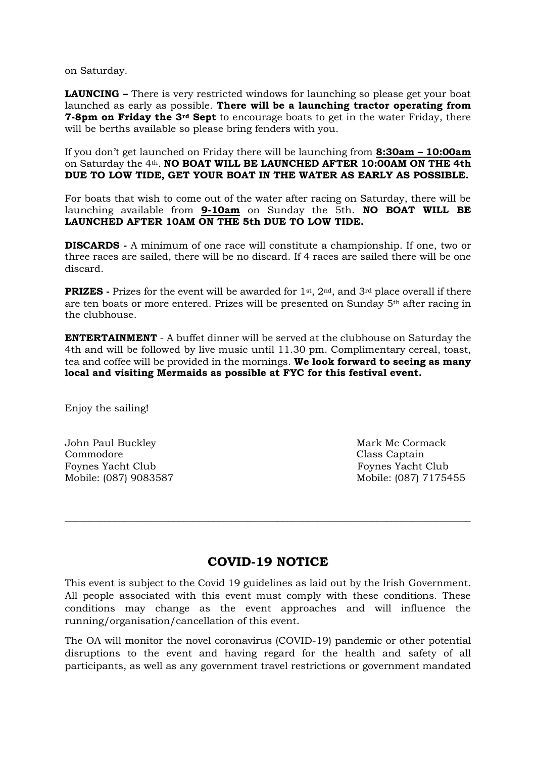on Saturday.

**LAUNCING –** There is very restricted windows for launching so please get your boat launched as early as possible. **There will be a launching tractor operating from 7-8pm on Friday the 3rd Sept** to encourage boats to get in the water Friday, there will be berths available so please bring fenders with you.

If you don't get launched on Friday there will be launching from **8:30am – 10:00am** on Saturday the 4th. **NO BOAT WILL BE LAUNCHED AFTER 10:00AM ON THE 4th DUE TO LOW TIDE, GET YOUR BOAT IN THE WATER AS EARLY AS POSSIBLE.**

For boats that wish to come out of the water after racing on Saturday, there will be launching available from **9-10am** on Sunday the 5th. **NO BOAT WILL BE LAUNCHED AFTER 10AM ON THE 5th DUE TO LOW TIDE.**

**DISCARDS -** A minimum of one race will constitute a championship. If one, two or three races are sailed, there will be no discard. If 4 races are sailed there will be one discard.

**PRIZES -** Prizes for the event will be awarded for 1st, 2nd, and 3rd place overall if there are ten boats or more entered. Prizes will be presented on Sunday 5th after racing in the clubhouse.

**ENTERTAINMENT** - A buffet dinner will be served at the clubhouse on Saturday the 4th and will be followed by live music until 11.30 pm. Complimentary cereal, toast, tea and coffee will be provided in the mornings. **We look forward to seeing as many local and visiting Mermaids as possible at FYC for this festival event.**

Enjoy the sailing!

John Paul Buckley
Commodore
Foynes Yacht Club
Mobile: (087) 9083587

Mark Mc Cormack
Class Captain
Foynes Yacht Club
Mobile: (087) 7175455

---

## COVID-19 NOTICE

This event is subject to the Covid 19 guidelines as laid out by the Irish Government. All people associated with this event must comply with these conditions. These conditions may change as the event approaches and will influence the running/organisation/cancellation of this event.

The OA will monitor the novel coronavirus (COVID-19) pandemic or other potential disruptions to the event and having regard for the health and safety of all participants, as well as any government travel restrictions or government mandated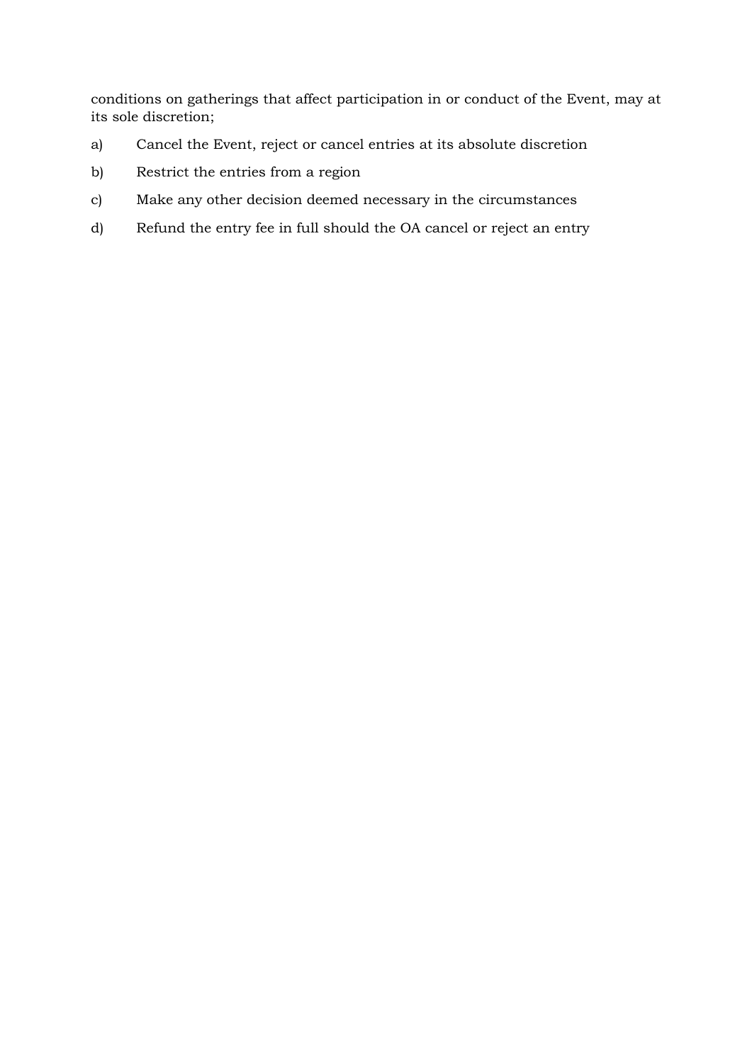conditions on gatherings that affect participation in or conduct of the Event, may at its sole discretion;

a) Cancel the Event, reject or cancel entries at its absolute discretion

b) Restrict the entries from a region

c) Make any other decision deemed necessary in the circumstances

d) Refund the entry fee in full should the OA cancel or reject an entry